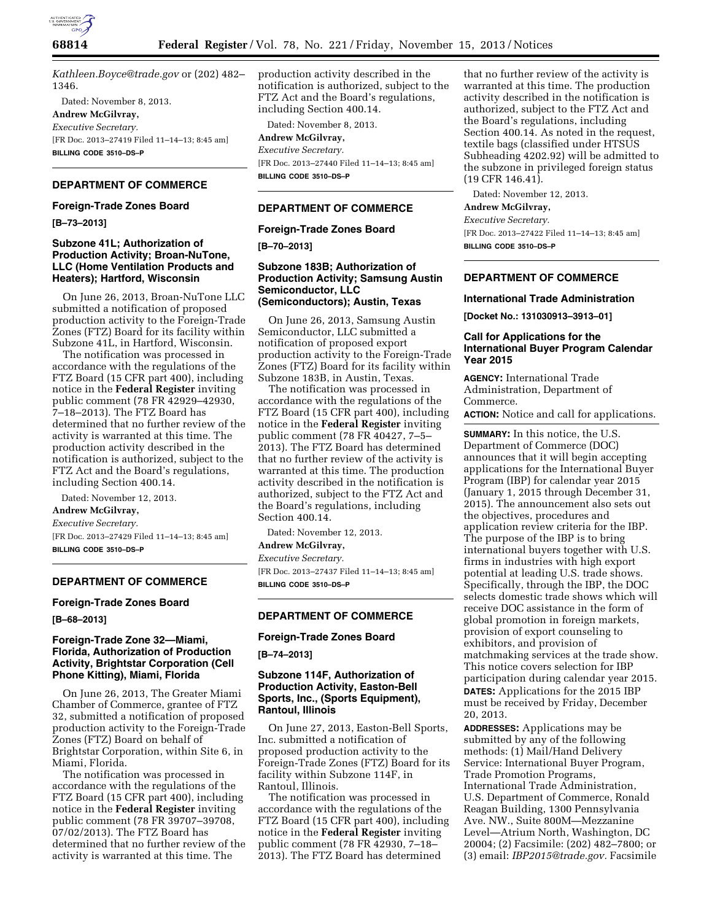*Kathleen.Boyce@trade.gov* or (202) 482–1346.

Dated: November 8, 2013.

**Andrew McGilvray,**

*Executive Secretary.*

[FR Doc. 2013–27419 Filed 11–14–13; 8:45 am]

**BILLING CODE 3510–DS–P**

---

## DEPARTMENT OF COMMERCE

### Foreign-Trade Zones Board

**[B–73–2013]**

### Subzone 41L; Authorization of Production Activity; Broan-NuTone, LLC (Home Ventilation Products and Heaters); Hartford, Wisconsin

On June 26, 2013, Broan-NuTone LLC submitted a notification of proposed production activity to the Foreign-Trade Zones (FTZ) Board for its facility within Subzone 41L, in Hartford, Wisconsin.

The notification was processed in accordance with the regulations of the FTZ Board (15 CFR part 400), including notice in the **Federal Register** inviting public comment (78 FR 42929–42930, 7–18–2013). The FTZ Board has determined that no further review of the activity is warranted at this time. The production activity described in the notification is authorized, subject to the FTZ Act and the Board's regulations, including Section 400.14.

Dated: November 12, 2013.

**Andrew McGilvray,**

*Executive Secretary.*

[FR Doc. 2013–27429 Filed 11–14–13; 8:45 am]

**BILLING CODE 3510–DS–P**

---

## DEPARTMENT OF COMMERCE

### Foreign-Trade Zones Board

**[B–68–2013]**

### Foreign-Trade Zone 32—Miami, Florida, Authorization of Production Activity, Brightstar Corporation (Cell Phone Kitting), Miami, Florida

On June 26, 2013, The Greater Miami Chamber of Commerce, grantee of FTZ 32, submitted a notification of proposed production activity to the Foreign-Trade Zones (FTZ) Board on behalf of Brightstar Corporation, within Site 6, in Miami, Florida.

The notification was processed in accordance with the regulations of the FTZ Board (15 CFR part 400), including notice in the **Federal Register** inviting public comment (78 FR 39707–39708, 07/02/2013). The FTZ Board has determined that no further review of the activity is warranted at this time. The production activity described in the notification is authorized, subject to the FTZ Act and the Board's regulations, including Section 400.14.

Dated: November 8, 2013.

**Andrew McGilvray,**

*Executive Secretary.*

[FR Doc. 2013–27440 Filed 11–14–13; 8:45 am]

**BILLING CODE 3510–DS–P**

---

## DEPARTMENT OF COMMERCE

### Foreign-Trade Zones Board

**[B–70–2013]**

### Subzone 183B; Authorization of Production Activity; Samsung Austin Semiconductor, LLC (Semiconductors); Austin, Texas

On June 26, 2013, Samsung Austin Semiconductor, LLC submitted a notification of proposed export production activity to the Foreign-Trade Zones (FTZ) Board for its facility within Subzone 183B, in Austin, Texas.

The notification was processed in accordance with the regulations of the FTZ Board (15 CFR part 400), including notice in the **Federal Register** inviting public comment (78 FR 40427, 7–5–2013). The FTZ Board has determined that no further review of the activity is warranted at this time. The production activity described in the notification is authorized, subject to the FTZ Act and the Board's regulations, including Section 400.14.

Dated: November 12, 2013.

**Andrew McGilvray,**

*Executive Secretary.*

[FR Doc. 2013–27437 Filed 11–14–13; 8:45 am]

**BILLING CODE 3510–DS–P**

---

## DEPARTMENT OF COMMERCE

### Foreign-Trade Zones Board

**[B–74–2013]**

### Subzone 114F, Authorization of Production Activity, Easton-Bell Sports, Inc., (Sports Equipment), Rantoul, Illinois

On June 27, 2013, Easton-Bell Sports, Inc. submitted a notification of proposed production activity to the Foreign-Trade Zones (FTZ) Board for its facility within Subzone 114F, in Rantoul, Illinois.

The notification was processed in accordance with the regulations of the FTZ Board (15 CFR part 400), including notice in the **Federal Register** inviting public comment (78 FR 42930, 7–18–2013). The FTZ Board has determined that no further review of the activity is warranted at this time. The production activity described in the notification is authorized, subject to the FTZ Act and the Board's regulations, including Section 400.14. As noted in the request, textile bags (classified under HTSUS Subheading 4202.92) will be admitted to the subzone in privileged foreign status (19 CFR 146.41).

Dated: November 12, 2013.

**Andrew McGilvray,**

*Executive Secretary.*

[FR Doc. 2013–27422 Filed 11–14–13; 8:45 am]

**BILLING CODE 3510–DS–P**

---

## DEPARTMENT OF COMMERCE

### International Trade Administration

**[Docket No.: 131030913–3913–01]**

### Call for Applications for the International Buyer Program Calendar Year 2015

**AGENCY:** International Trade Administration, Department of Commerce.

**ACTION:** Notice and call for applications.

**SUMMARY:** In this notice, the U.S. Department of Commerce (DOC) announces that it will begin accepting applications for the International Buyer Program (IBP) for calendar year 2015 (January 1, 2015 through December 31, 2015). The announcement also sets out the objectives, procedures and application review criteria for the IBP. The purpose of the IBP is to bring international buyers together with U.S. firms in industries with high export potential at leading U.S. trade shows. Specifically, through the IBP, the DOC selects domestic trade shows which will receive DOC assistance in the form of global promotion in foreign markets, provision of export counseling to exhibitors, and provision of matchmaking services at the trade show. This notice covers selection for IBP participation during calendar year 2015.

**DATES:** Applications for the 2015 IBP must be received by Friday, December 20, 2013.

**ADDRESSES:** Applications may be submitted by any of the following methods: (1) Mail/Hand Delivery Service: International Buyer Program, Trade Promotion Programs, International Trade Administration, U.S. Department of Commerce, Ronald Reagan Building, 1300 Pennsylvania Ave. NW., Suite 800M—Mezzanine Level—Atrium North, Washington, DC 20004; (2) Facsimile: (202) 482–7800; or (3) email: *IBP2015@trade.gov*. Facsimile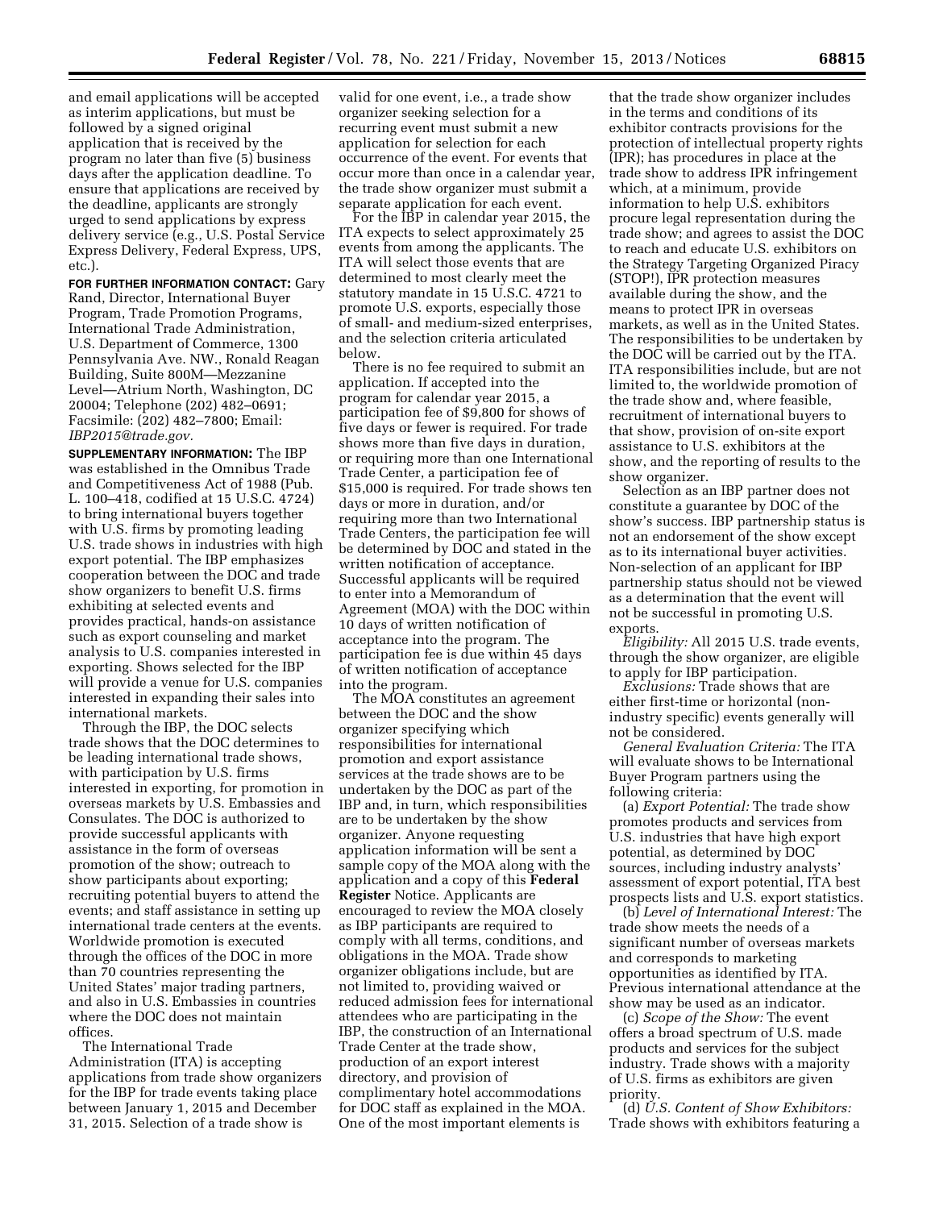and email applications will be accepted as interim applications, but must be followed by a signed original application that is received by the program no later than five (5) business days after the application deadline. To ensure that applications are received by the deadline, applicants are strongly urged to send applications by express delivery service (e.g., U.S. Postal Service Express Delivery, Federal Express, UPS, etc.).

**FOR FURTHER INFORMATION CONTACT:** Gary Rand, Director, International Buyer Program, Trade Promotion Programs, International Trade Administration, U.S. Department of Commerce, 1300 Pennsylvania Ave. NW., Ronald Reagan Building, Suite 800M—Mezzanine Level—Atrium North, Washington, DC 20004; Telephone (202) 482–0691; Facsimile: (202) 482–7800; Email: *IBP2015@trade.gov.*

**SUPPLEMENTARY INFORMATION:** The IBP was established in the Omnibus Trade and Competitiveness Act of 1988 (Pub. L. 100–418, codified at 15 U.S.C. 4724) to bring international buyers together with U.S. firms by promoting leading U.S. trade shows in industries with high export potential. The IBP emphasizes cooperation between the DOC and trade show organizers to benefit U.S. firms exhibiting at selected events and provides practical, hands-on assistance such as export counseling and market analysis to U.S. companies interested in exporting. Shows selected for the IBP will provide a venue for U.S. companies interested in expanding their sales into international markets.

Through the IBP, the DOC selects trade shows that the DOC determines to be leading international trade shows, with participation by U.S. firms interested in exporting, for promotion in overseas markets by U.S. Embassies and Consulates. The DOC is authorized to provide successful applicants with assistance in the form of overseas promotion of the show; outreach to show participants about exporting; recruiting potential buyers to attend the events; and staff assistance in setting up international trade centers at the events. Worldwide promotion is executed through the offices of the DOC in more than 70 countries representing the United States' major trading partners, and also in U.S. Embassies in countries where the DOC does not maintain offices.

The International Trade Administration (ITA) is accepting applications from trade show organizers for the IBP for trade events taking place between January 1, 2015 and December 31, 2015. Selection of a trade show is valid for one event, i.e., a trade show organizer seeking selection for a recurring event must submit a new application for selection for each occurrence of the event. For events that occur more than once in a calendar year, the trade show organizer must submit a separate application for each event.

For the IBP in calendar year 2015, the ITA expects to select approximately 25 events from among the applicants. The ITA will select those events that are determined to most clearly meet the statutory mandate in 15 U.S.C. 4721 to promote U.S. exports, especially those of small- and medium-sized enterprises, and the selection criteria articulated below.

There is no fee required to submit an application. If accepted into the program for calendar year 2015, a participation fee of $9,800 for shows of five days or fewer is required. For trade shows more than five days in duration, or requiring more than one International Trade Center, a participation fee of $15,000 is required. For trade shows ten days or more in duration, and/or requiring more than two International Trade Centers, the participation fee will be determined by DOC and stated in the written notification of acceptance. Successful applicants will be required to enter into a Memorandum of Agreement (MOA) with the DOC within 10 days of written notification of acceptance into the program. The participation fee is due within 45 days of written notification of acceptance into the program.

The MOA constitutes an agreement between the DOC and the show organizer specifying which responsibilities for international promotion and export assistance services at the trade shows are to be undertaken by the DOC as part of the IBP and, in turn, which responsibilities are to be undertaken by the show organizer. Anyone requesting application information will be sent a sample copy of the MOA along with the application and a copy of this **Federal Register** Notice. Applicants are encouraged to review the MOA closely as IBP participants are required to comply with all terms, conditions, and obligations in the MOA. Trade show organizer obligations include, but are not limited to, providing waived or reduced admission fees for international attendees who are participating in the IBP, the construction of an International Trade Center at the trade show, production of an export interest directory, and provision of complimentary hotel accommodations for DOC staff as explained in the MOA. One of the most important elements is that the trade show organizer includes in the terms and conditions of its exhibitor contracts provisions for the protection of intellectual property rights (IPR); has procedures in place at the trade show to address IPR infringement which, at a minimum, provide information to help U.S. exhibitors procure legal representation during the trade show; and agrees to assist the DOC to reach and educate U.S. exhibitors on the Strategy Targeting Organized Piracy (STOP!), IPR protection measures available during the show, and the means to protect IPR in overseas markets, as well as in the United States. The responsibilities to be undertaken by the DOC will be carried out by the ITA. ITA responsibilities include, but are not limited to, the worldwide promotion of the trade show and, where feasible, recruitment of international buyers to that show, provision of on-site export assistance to U.S. exhibitors at the show, and the reporting of results to the show organizer.

Selection as an IBP partner does not constitute a guarantee by DOC of the show's success. IBP partnership status is not an endorsement of the show except as to its international buyer activities. Non-selection of an applicant for IBP partnership status should not be viewed as a determination that the event will not be successful in promoting U.S. exports.

*Eligibility:* All 2015 U.S. trade events, through the show organizer, are eligible to apply for IBP participation.

*Exclusions:* Trade shows that are either first-time or horizontal (non-industry specific) events generally will not be considered.

*General Evaluation Criteria:* The ITA will evaluate shows to be International Buyer Program partners using the following criteria:

(a) *Export Potential:* The trade show promotes products and services from U.S. industries that have high export potential, as determined by DOC sources, including industry analysts' assessment of export potential, ITA best prospects lists and U.S. export statistics.

(b) *Level of International Interest:* The trade show meets the needs of a significant number of overseas markets and corresponds to marketing opportunities as identified by ITA. Previous international attendance at the show may be used as an indicator.

(c) *Scope of the Show:* The event offers a broad spectrum of U.S. made products and services for the subject industry. Trade shows with a majority of U.S. firms as exhibitors are given priority.

(d) *U.S. Content of Show Exhibitors:* Trade shows with exhibitors featuring a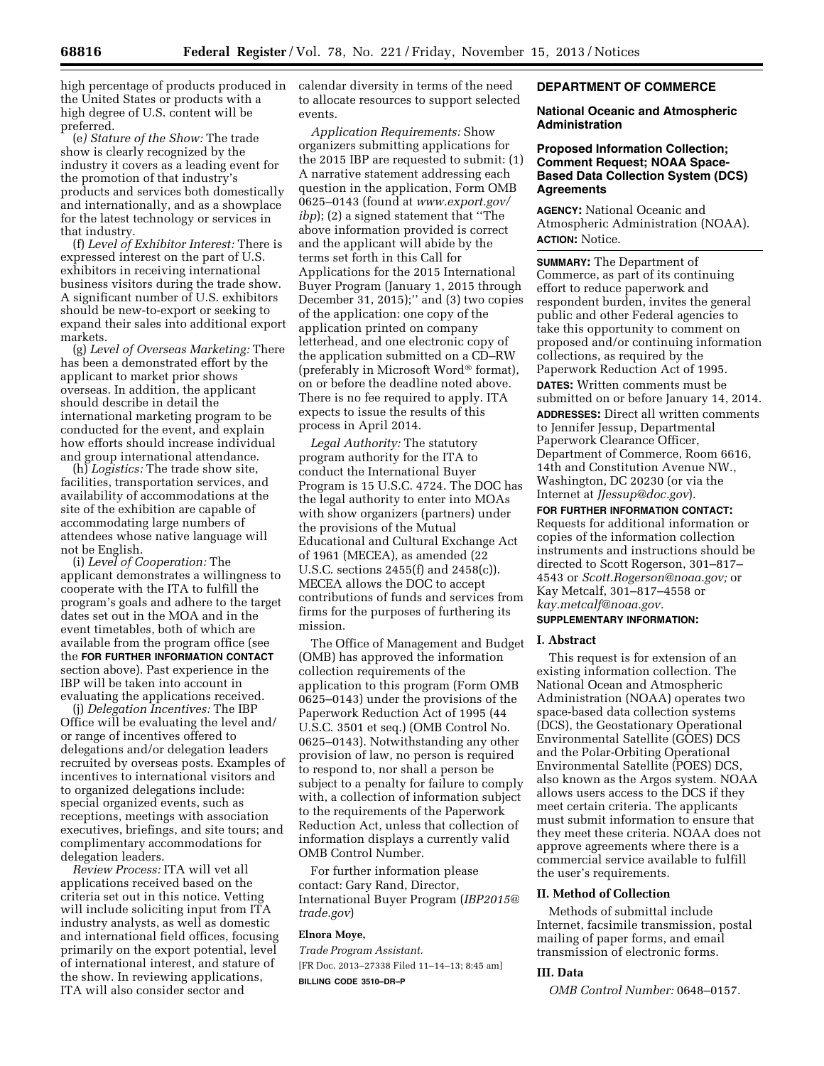high percentage of products produced in the United States or products with a high degree of U.S. content will be preferred.

(e) *Stature of the Show:* The trade show is clearly recognized by the industry it covers as a leading event for the promotion of that industry's products and services both domestically and internationally, and as a showplace for the latest technology or services in that industry.

(f) *Level of Exhibitor Interest:* There is expressed interest on the part of U.S. exhibitors in receiving international business visitors during the trade show. A significant number of U.S. exhibitors should be new-to-export or seeking to expand their sales into additional export markets.

(g) *Level of Overseas Marketing:* There has been a demonstrated effort by the applicant to market prior shows overseas. In addition, the applicant should describe in detail the international marketing program to be conducted for the event, and explain how efforts should increase individual and group international attendance.

(h) *Logistics:* The trade show site, facilities, transportation services, and availability of accommodations at the site of the exhibition are capable of accommodating large numbers of attendees whose native language will not be English.

(i) *Level of Cooperation:* The applicant demonstrates a willingness to cooperate with the ITA to fulfill the program's goals and adhere to the target dates set out in the MOA and in the event timetables, both of which are available from the program office (see the **FOR FURTHER INFORMATION CONTACT** section above). Past experience in the IBP will be taken into account in evaluating the applications received.

(j) *Delegation Incentives:* The IBP Office will be evaluating the level and/or range of incentives offered to delegations and/or delegation leaders recruited by overseas posts. Examples of incentives to international visitors and to organized delegations include: special organized events, such as receptions, meetings with association executives, briefings, and site tours; and complimentary accommodations for delegation leaders.

*Review Process:* ITA will vet all applications received based on the criteria set out in this notice. Vetting will include soliciting input from ITA industry analysts, as well as domestic and international field offices, focusing primarily on the export potential, level of international interest, and stature of the show. In reviewing applications, ITA will also consider sector and calendar diversity in terms of the need to allocate resources to support selected events.

*Application Requirements:* Show organizers submitting applications for the 2015 IBP are requested to submit: (1) A narrative statement addressing each question in the application, Form OMB 0625–0143 (found at *www.export.gov/ibp*); (2) a signed statement that "The above information provided is correct and the applicant will abide by the terms set forth in this Call for Applications for the 2015 International Buyer Program (January 1, 2015 through December 31, 2015);" and (3) two copies of the application: one copy of the application printed on company letterhead, and one electronic copy of the application submitted on a CD–RW (preferably in Microsoft Word® format), on or before the deadline noted above. There is no fee required to apply. ITA expects to issue the results of this process in April 2014.

*Legal Authority:* The statutory program authority for the ITA to conduct the International Buyer Program is 15 U.S.C. 4724. The DOC has the legal authority to enter into MOAs with show organizers (partners) under the provisions of the Mutual Educational and Cultural Exchange Act of 1961 (MECEA), as amended (22 U.S.C. sections 2455(f) and 2458(c)). MECEA allows the DOC to accept contributions of funds and services from firms for the purposes of furthering its mission.

The Office of Management and Budget (OMB) has approved the information collection requirements of the application to this program (Form OMB 0625–0143) under the provisions of the Paperwork Reduction Act of 1995 (44 U.S.C. 3501 et seq.) (OMB Control No. 0625–0143). Notwithstanding any other provision of law, no person is required to respond to, nor shall a person be subject to a penalty for failure to comply with, a collection of information subject to the requirements of the Paperwork Reduction Act, unless that collection of information displays a currently valid OMB Control Number.

For further information please contact: Gary Rand, Director, International Buyer Program (*IBP2015@trade.gov*)

**Elnora Moye,**

*Trade Program Assistant.*

[FR Doc. 2013–27338 Filed 11–14–13; 8:45 am]

**BILLING CODE 3510–DR–P**

## DEPARTMENT OF COMMERCE

### National Oceanic and Atmospheric Administration

### Proposed Information Collection; Comment Request; NOAA Space-Based Data Collection System (DCS) Agreements

**AGENCY:** National Oceanic and Atmospheric Administration (NOAA).

**ACTION:** Notice.

**SUMMARY:** The Department of Commerce, as part of its continuing effort to reduce paperwork and respondent burden, invites the general public and other Federal agencies to take this opportunity to comment on proposed and/or continuing information collections, as required by the Paperwork Reduction Act of 1995.

**DATES:** Written comments must be submitted on or before January 14, 2014.

**ADDRESSES:** Direct all written comments to Jennifer Jessup, Departmental Paperwork Clearance Officer, Department of Commerce, Room 6616, 14th and Constitution Avenue NW., Washington, DC 20230 (or via the Internet at *JJessup@doc.gov*).

**FOR FURTHER INFORMATION CONTACT:** Requests for additional information or copies of the information collection instruments and instructions should be directed to Scott Rogerson, 301–817–4543 or *Scott.Rogerson@noaa.gov;* or Kay Metcalf, 301–817–4558 or *kay.metcalf@noaa.gov.*

**SUPPLEMENTARY INFORMATION:**

#### I. Abstract

This request is for extension of an existing information collection. The National Ocean and Atmospheric Administration (NOAA) operates two space-based data collection systems (DCS), the Geostationary Operational Environmental Satellite (GOES) DCS and the Polar-Orbiting Operational Environmental Satellite (POES) DCS, also known as the Argos system. NOAA allows users access to the DCS if they meet certain criteria. The applicants must submit information to ensure that they meet these criteria. NOAA does not approve agreements where there is a commercial service available to fulfill the user's requirements.

#### II. Method of Collection

Methods of submittal include Internet, facsimile transmission, postal mailing of paper forms, and email transmission of electronic forms.

#### III. Data

*OMB Control Number:* 0648–0157.